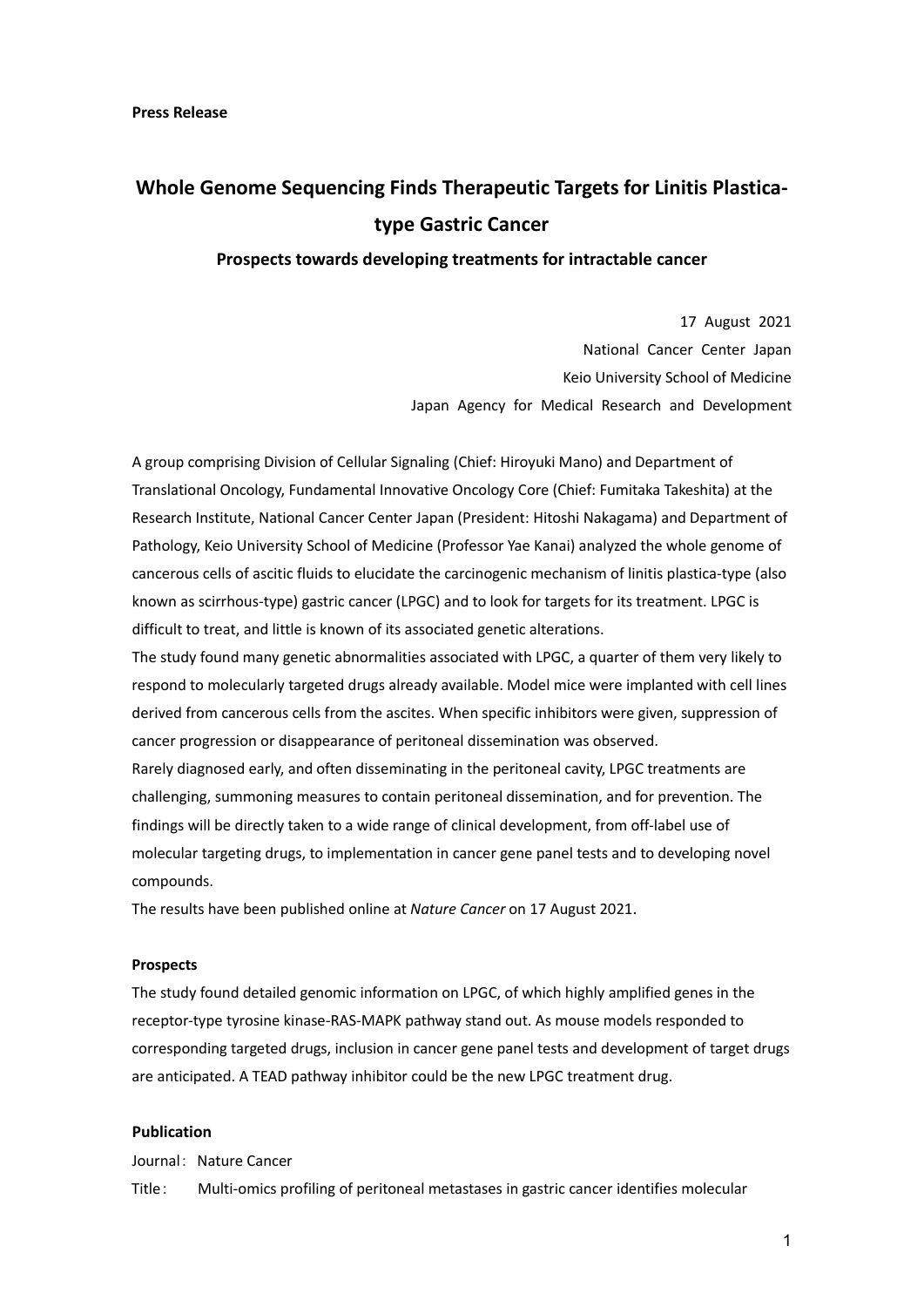**Press Release**

# Whole Genome Sequencing Finds Therapeutic Targets for Linitis Plastica-type Gastric Cancer

### Prospects towards developing treatments for intractable cancer

17 August 2021
National Cancer Center Japan
Keio University School of Medicine
Japan Agency for Medical Research and Development

A group comprising Division of Cellular Signaling (Chief: Hiroyuki Mano) and Department of Translational Oncology, Fundamental Innovative Oncology Core (Chief: Fumitaka Takeshita) at the Research Institute, National Cancer Center Japan (President: Hitoshi Nakagama) and Department of Pathology, Keio University School of Medicine (Professor Yae Kanai) analyzed the whole genome of cancerous cells of ascitic fluids to elucidate the carcinogenic mechanism of linitis plastica-type (also known as scirrhous-type) gastric cancer (LPGC) and to look for targets for its treatment. LPGC is difficult to treat, and little is known of its associated genetic alterations.

The study found many genetic abnormalities associated with LPGC, a quarter of them very likely to respond to molecularly targeted drugs already available. Model mice were implanted with cell lines derived from cancerous cells from the ascites. When specific inhibitors were given, suppression of cancer progression or disappearance of peritoneal dissemination was observed.

Rarely diagnosed early, and often disseminating in the peritoneal cavity, LPGC treatments are challenging, summoning measures to contain peritoneal dissemination, and for prevention. The findings will be directly taken to a wide range of clinical development, from off-label use of molecular targeting drugs, to implementation in cancer gene panel tests and to developing novel compounds.

The results have been published online at *Nature Cancer* on 17 August 2021.

#### Prospects

The study found detailed genomic information on LPGC, of which highly amplified genes in the receptor-type tyrosine kinase-RAS-MAPK pathway stand out. As mouse models responded to corresponding targeted drugs, inclusion in cancer gene panel tests and development of target drugs are anticipated. A TEAD pathway inhibitor could be the new LPGC treatment drug.

#### Publication

Journal： Nature Cancer

Title： Multi-omics profiling of peritoneal metastases in gastric cancer identifies molecular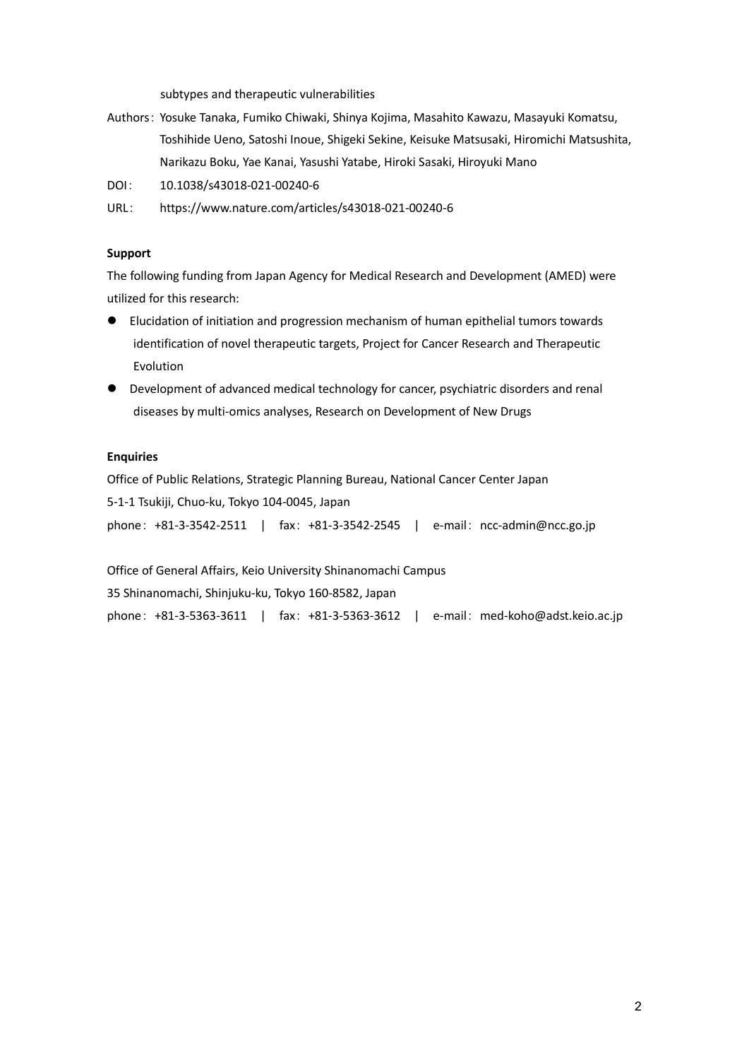subtypes and therapeutic vulnerabilities

Authors: Yosuke Tanaka, Fumiko Chiwaki, Shinya Kojima, Masahito Kawazu, Masayuki Komatsu, Toshihide Ueno, Satoshi Inoue, Shigeki Sekine, Keisuke Matsusaki, Hiromichi Matsushita, Narikazu Boku, Yae Kanai, Yasushi Yatabe, Hiroki Sasaki, Hiroyuki Mano

DOI: 10.1038/s43018-021-00240-6

URL: https://www.nature.com/articles/s43018-021-00240-6

**Support**

The following funding from Japan Agency for Medical Research and Development (AMED) were utilized for this research:

- Elucidation of initiation and progression mechanism of human epithelial tumors towards identification of novel therapeutic targets, Project for Cancer Research and Therapeutic Evolution
- Development of advanced medical technology for cancer, psychiatric disorders and renal diseases by multi-omics analyses, Research on Development of New Drugs

**Enquiries**

Office of Public Relations, Strategic Planning Bureau, National Cancer Center Japan
5-1-1 Tsukiji, Chuo-ku, Tokyo 104-0045, Japan
phone: +81-3-3542-2511 | fax: +81-3-3542-2545 | e-mail: ncc-admin@ncc.go.jp

Office of General Affairs, Keio University Shinanomachi Campus
35 Shinanomachi, Shinjuku-ku, Tokyo 160-8582, Japan
phone: +81-3-5363-3611 | fax: +81-3-5363-3612 | e-mail: med-koho@adst.keio.ac.jp